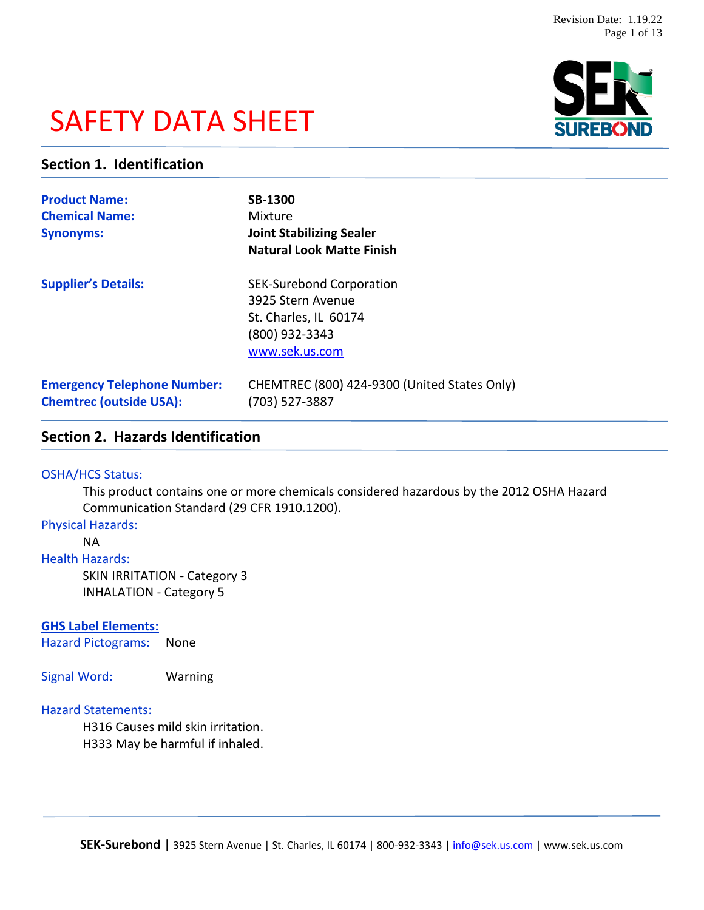# SAFETY DATA SHEET

## Section 1. Identification

**Product Name:** **SB-1300**

**Chemical Name:** Mixture

**Synonyms:** **Joint Stabilizing Sealer**
**Natural Look Matte Finish**

**Supplier's Details:** SEK-Surebond Corporation
3925 Stern Avenue
St. Charles, IL 60174
(800) 932-3343
www.sek.us.com

**Emergency Telephone Number:** CHEMTREC (800) 424-9300 (United States Only)
**Chemtrec (outside USA):** (703) 527-3887

## Section 2. Hazards Identification

OSHA/HCS Status:

This product contains one or more chemicals considered hazardous by the 2012 OSHA Hazard Communication Standard (29 CFR 1910.1200).

Physical Hazards:

NA

Health Hazards:

SKIN IRRITATION - Category 3
INHALATION - Category 5

**GHS Label Elements:**

Hazard Pictograms: None

Signal Word: Warning

Hazard Statements:

H316 Causes mild skin irritation.
H333 May be harmful if inhaled.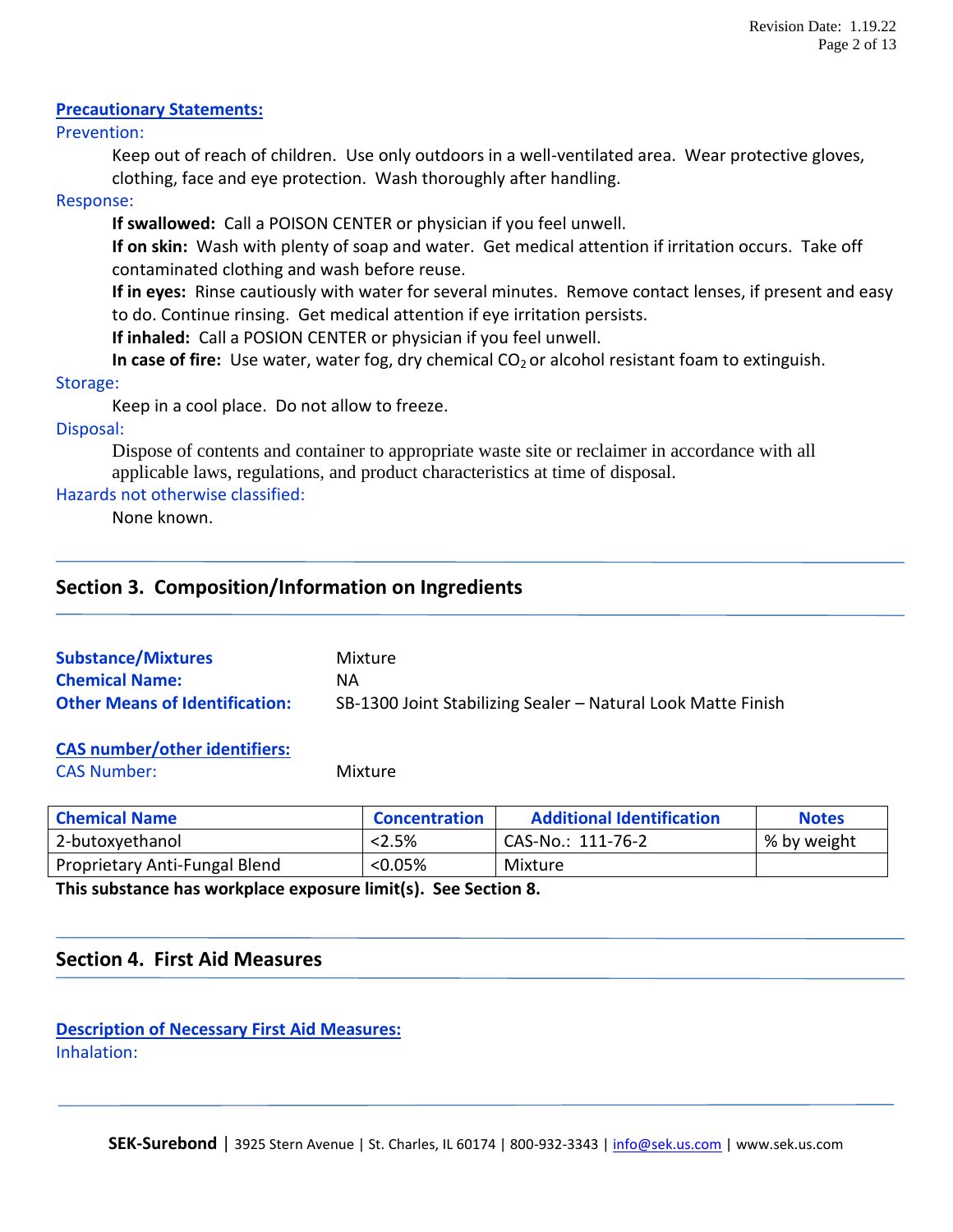**Precautionary Statements:**

Prevention:

Keep out of reach of children. Use only outdoors in a well-ventilated area. Wear protective gloves, clothing, face and eye protection. Wash thoroughly after handling.

Response:

**If swallowed:** Call a POISON CENTER or physician if you feel unwell.

**If on skin:** Wash with plenty of soap and water. Get medical attention if irritation occurs. Take off contaminated clothing and wash before reuse.

**If in eyes:** Rinse cautiously with water for several minutes. Remove contact lenses, if present and easy to do. Continue rinsing. Get medical attention if eye irritation persists.

**If inhaled:** Call a POSION CENTER or physician if you feel unwell.

**In case of fire:** Use water, water fog, dry chemical $CO_2$ or alcohol resistant foam to extinguish.

Storage:

Keep in a cool place. Do not allow to freeze.

Disposal:

Dispose of contents and container to appropriate waste site or reclaimer in accordance with all applicable laws, regulations, and product characteristics at time of disposal.

Hazards not otherwise classified:

None known.

## Section 3. Composition/Information on Ingredients

**Substance/Mixtures** Mixture

**Chemical Name:** NA

**Other Means of Identification:** SB-1300 Joint Stabilizing Sealer – Natural Look Matte Finish

**CAS number/other identifiers:**

CAS Number: Mixture

| Chemical Name | Concentration | Additional Identification | Notes |
|---|---|---|---|
| 2-butoxyethanol | <2.5% | CAS-No.: 111-76-2 | % by weight |
| Proprietary Anti-Fungal Blend | <0.05% | Mixture | |

**This substance has workplace exposure limit(s). See Section 8.**

## Section 4. First Aid Measures

**Description of Necessary First Aid Measures:**

Inhalation: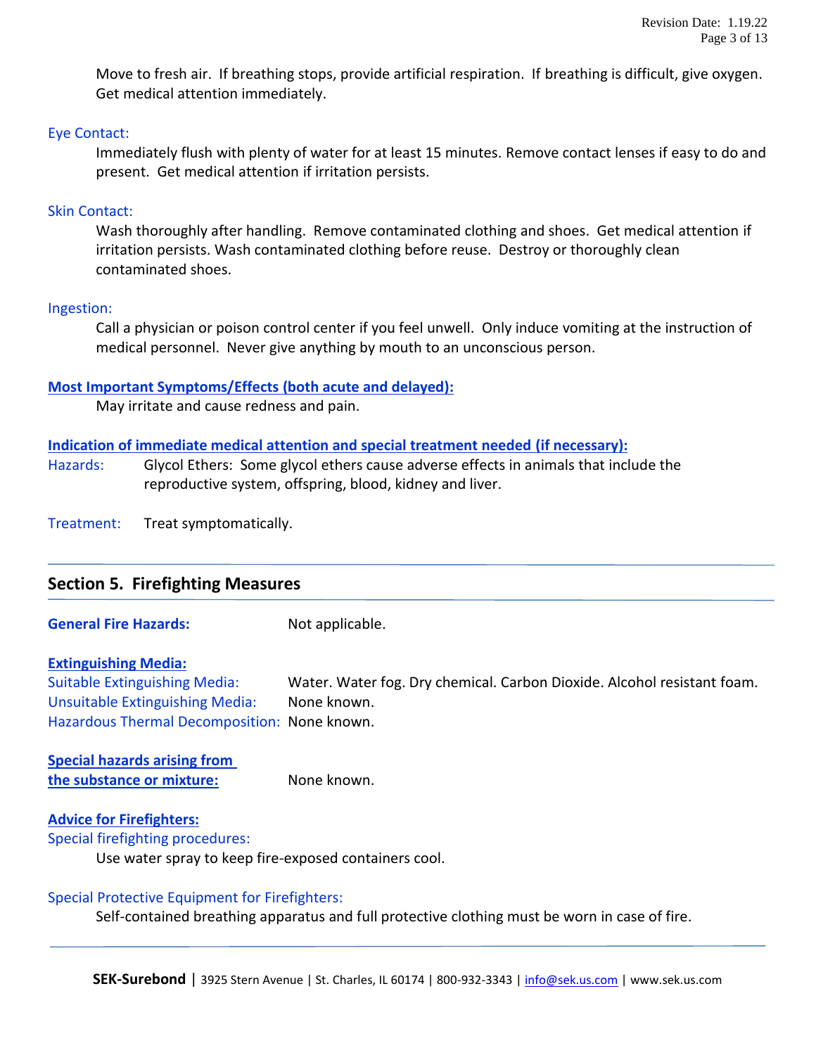Move to fresh air. If breathing stops, provide artificial respiration. If breathing is difficult, give oxygen. Get medical attention immediately.

Eye Contact:

Immediately flush with plenty of water for at least 15 minutes. Remove contact lenses if easy to do and present. Get medical attention if irritation persists.

Skin Contact:

Wash thoroughly after handling. Remove contaminated clothing and shoes. Get medical attention if irritation persists. Wash contaminated clothing before reuse. Destroy or thoroughly clean contaminated shoes.

Ingestion:

Call a physician or poison control center if you feel unwell. Only induce vomiting at the instruction of medical personnel. Never give anything by mouth to an unconscious person.

**Most Important Symptoms/Effects (both acute and delayed):**

May irritate and cause redness and pain.

**Indication of immediate medical attention and special treatment needed (if necessary):**

Hazards: Glycol Ethers: Some glycol ethers cause adverse effects in animals that include the reproductive system, offspring, blood, kidney and liver.

Treatment: Treat symptomatically.

## Section 5. Firefighting Measures

**General Fire Hazards:** Not applicable.

**Extinguishing Media:**

Suitable Extinguishing Media: Water. Water fog. Dry chemical. Carbon Dioxide. Alcohol resistant foam.

Unsuitable Extinguishing Media: None known.

Hazardous Thermal Decomposition: None known.

**Special hazards arising from the substance or mixture:** None known.

**Advice for Firefighters:**

Special firefighting procedures:

Use water spray to keep fire-exposed containers cool.

Special Protective Equipment for Firefighters:

Self-contained breathing apparatus and full protective clothing must be worn in case of fire.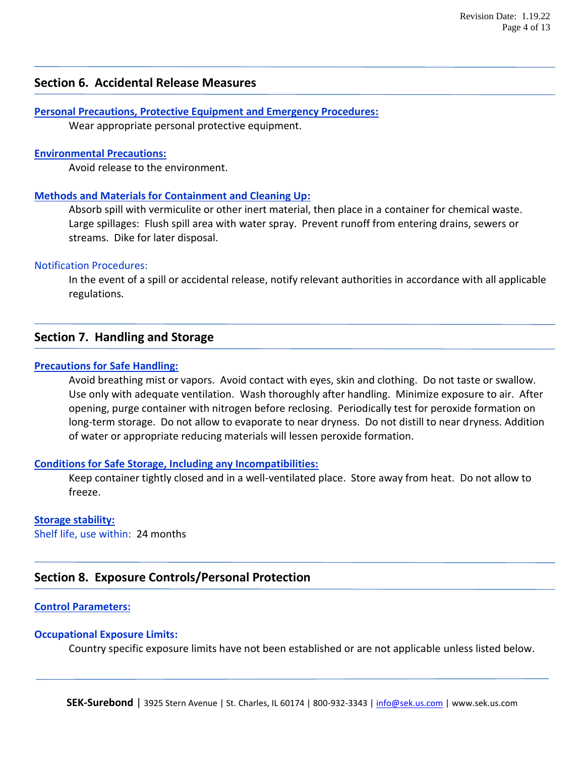## Section 6. Accidental Release Measures

**Personal Precautions, Protective Equipment and Emergency Procedures:**

Wear appropriate personal protective equipment.

**Environmental Precautions:**

Avoid release to the environment.

**Methods and Materials for Containment and Cleaning Up:**

Absorb spill with vermiculite or other inert material, then place in a container for chemical waste. Large spillages: Flush spill area with water spray. Prevent runoff from entering drains, sewers or streams. Dike for later disposal.

Notification Procedures:

In the event of a spill or accidental release, notify relevant authorities in accordance with all applicable regulations.

## Section 7. Handling and Storage

**Precautions for Safe Handling:**

Avoid breathing mist or vapors. Avoid contact with eyes, skin and clothing. Do not taste or swallow. Use only with adequate ventilation. Wash thoroughly after handling. Minimize exposure to air. After opening, purge container with nitrogen before reclosing. Periodically test for peroxide formation on long-term storage. Do not allow to evaporate to near dryness. Do not distill to near dryness. Addition of water or appropriate reducing materials will lessen peroxide formation.

**Conditions for Safe Storage, Including any Incompatibilities:**

Keep container tightly closed and in a well-ventilated place. Store away from heat. Do not allow to freeze.

**Storage stability:**

Shelf life, use within: 24 months

## Section 8. Exposure Controls/Personal Protection

**Control Parameters:**

**Occupational Exposure Limits:**

Country specific exposure limits have not been established or are not applicable unless listed below.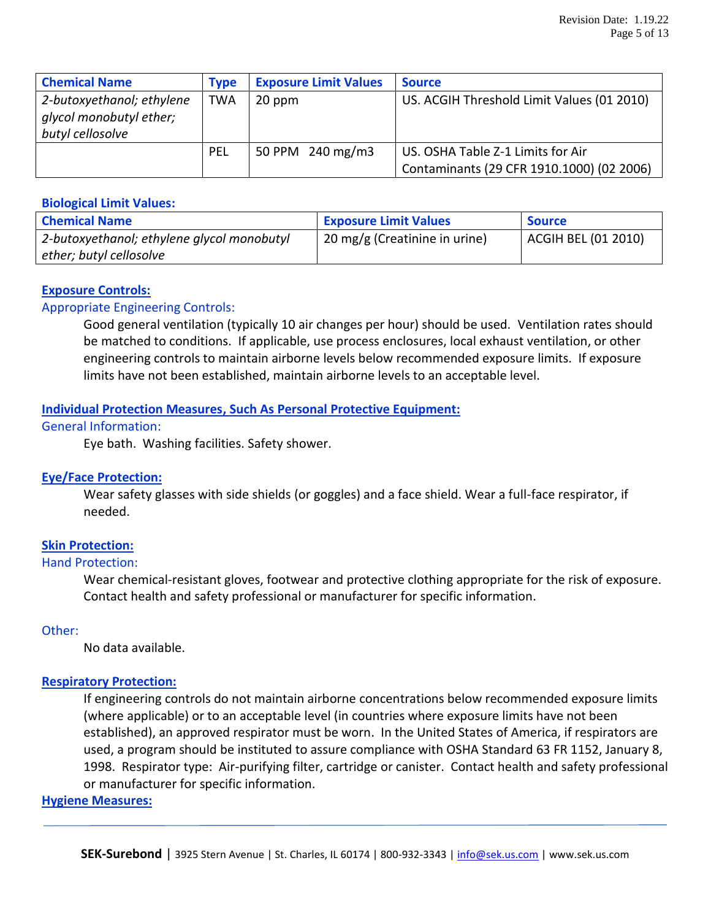| Chemical Name | Type | Exposure Limit Values | Source |
|---|---|---|---|
| *2-butoxyethanol; ethylene glycol monobutyl ether; butyl cellosolve* | TWA | 20 ppm | US. ACGIH Threshold Limit Values (01 2010) |
| | PEL | 50 PPM 240 mg/m3 | US. OSHA Table Z-1 Limits for Air Contaminants (29 CFR 1910.1000) (02 2006) |

**Biological Limit Values:**

| Chemical Name | Exposure Limit Values | Source |
|---|---|---|
| *2-butoxyethanol; ethylene glycol monobutyl ether; butyl cellosolve* | 20 mg/g (Creatinine in urine) | ACGIH BEL (01 2010) |

**Exposure Controls:**

Appropriate Engineering Controls:

Good general ventilation (typically 10 air changes per hour) should be used. Ventilation rates should be matched to conditions. If applicable, use process enclosures, local exhaust ventilation, or other engineering controls to maintain airborne levels below recommended exposure limits. If exposure limits have not been established, maintain airborne levels to an acceptable level.

**Individual Protection Measures, Such As Personal Protective Equipment:**

General Information:

Eye bath. Washing facilities. Safety shower.

**Eye/Face Protection:**

Wear safety glasses with side shields (or goggles) and a face shield. Wear a full-face respirator, if needed.

**Skin Protection:**

Hand Protection:

Wear chemical-resistant gloves, footwear and protective clothing appropriate for the risk of exposure. Contact health and safety professional or manufacturer for specific information.

Other:

No data available.

**Respiratory Protection:**

If engineering controls do not maintain airborne concentrations below recommended exposure limits (where applicable) or to an acceptable level (in countries where exposure limits have not been established), an approved respirator must be worn. In the United States of America, if respirators are used, a program should be instituted to assure compliance with OSHA Standard 63 FR 1152, January 8, 1998. Respirator type: Air-purifying filter, cartridge or canister. Contact health and safety professional or manufacturer for specific information.

**Hygiene Measures:**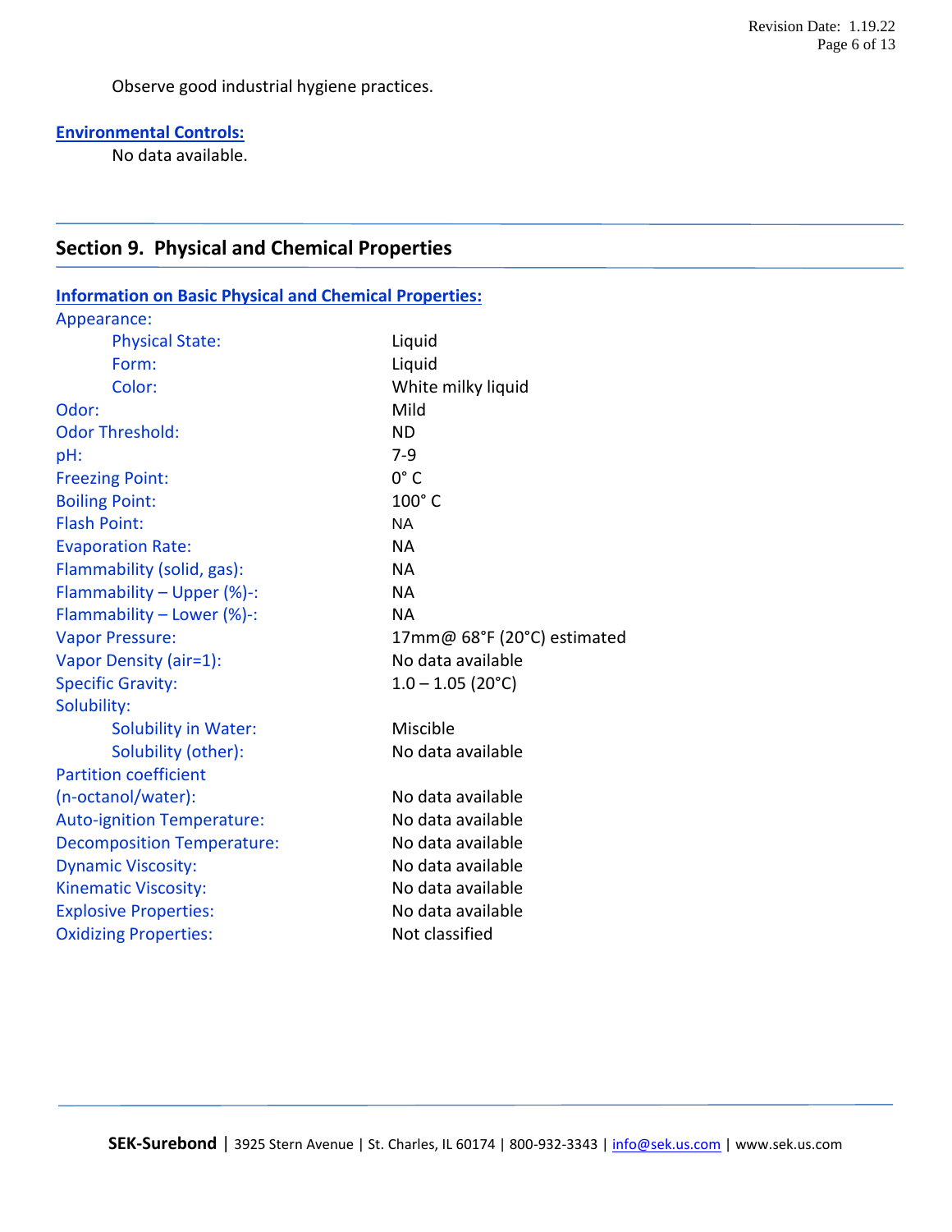Observe good industrial hygiene practices.

**Environmental Controls:**

No data available.

## Section 9. Physical and Chemical Properties

**Information on Basic Physical and Chemical Properties:**

| Property | Value |
|---|---|
| Appearance: | |
| Physical State: | Liquid |
| Form: | Liquid |
| Color: | White milky liquid |
| Odor: | Mild |
| Odor Threshold: | ND |
| pH: | 7-9 |
| Freezing Point: | 0° C |
| Boiling Point: | 100° C |
| Flash Point: | NA |
| Evaporation Rate: | NA |
| Flammability (solid, gas): | NA |
| Flammability – Upper (%)-: | NA |
| Flammability – Lower (%)-: | NA |
| Vapor Pressure: | 17mm@ 68°F (20°C) estimated |
| Vapor Density (air=1): | No data available |
| Specific Gravity: | 1.0 – 1.05 (20°C) |
| Solubility: | |
| Solubility in Water: | Miscible |
| Solubility (other): | No data available |
| Partition coefficient (n-octanol/water): | No data available |
| Auto-ignition Temperature: | No data available |
| Decomposition Temperature: | No data available |
| Dynamic Viscosity: | No data available |
| Kinematic Viscosity: | No data available |
| Explosive Properties: | No data available |
| Oxidizing Properties: | Not classified |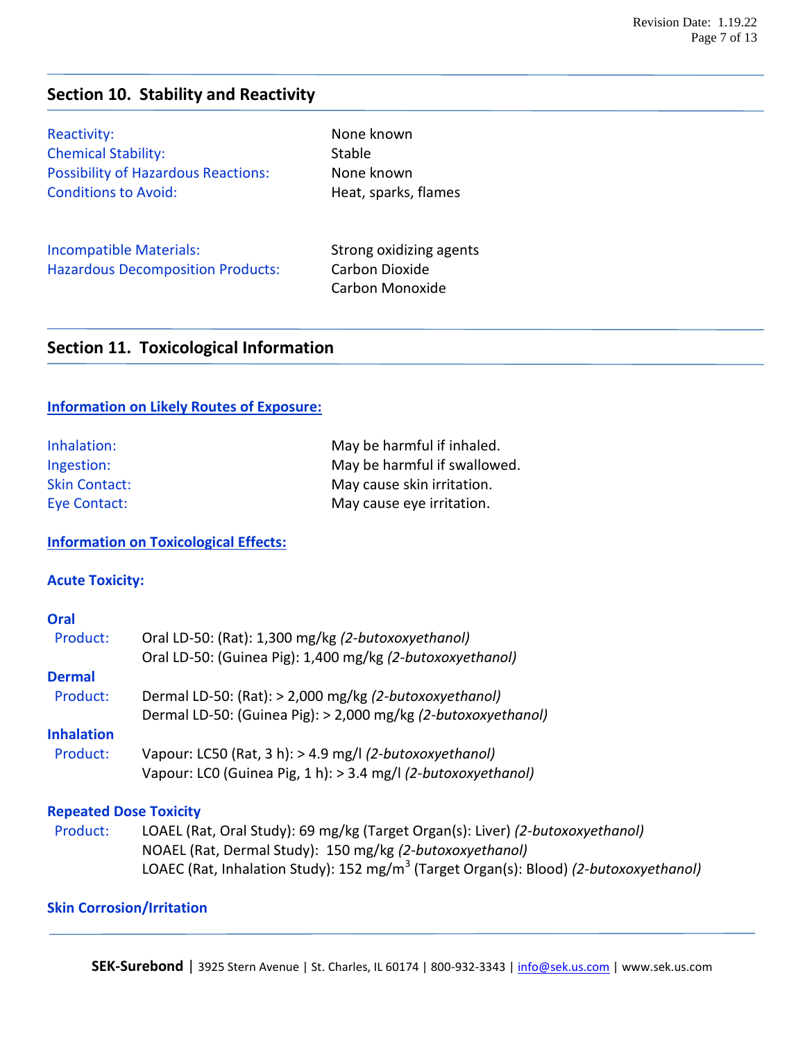## Section 10. Stability and Reactivity

| | |
|---|---|
| Reactivity: | None known |
| Chemical Stability: | Stable |
| Possibility of Hazardous Reactions: | None known |
| Conditions to Avoid: | Heat, sparks, flames |
| Incompatible Materials: | Strong oxidizing agents |
| Hazardous Decomposition Products: | Carbon Dioxide<br>Carbon Monoxide |

## Section 11. Toxicological Information

### Information on Likely Routes of Exposure:

| | |
|---|---|
| Inhalation: | May be harmful if inhaled. |
| Ingestion: | May be harmful if swallowed. |
| Skin Contact: | May cause skin irritation. |
| Eye Contact: | May cause eye irritation. |

### Information on Toxicological Effects:

**Acute Toxicity:**

**Oral**

Product: Oral LD-50: (Rat): 1,300 mg/kg *(2-butoxoxyethanol)*
Oral LD-50: (Guinea Pig): 1,400 mg/kg *(2-butoxoxyethanol)*

**Dermal**

Product: Dermal LD-50: (Rat): > 2,000 mg/kg *(2-butoxoxyethanol)*
Dermal LD-50: (Guinea Pig): > 2,000 mg/kg *(2-butoxoxyethanol)*

**Inhalation**

Product: Vapour: LC50 (Rat, 3 h): > 4.9 mg/l *(2-butoxoxyethanol)*
Vapour: LC0 (Guinea Pig, 1 h): > 3.4 mg/l *(2-butoxoxyethanol)*

**Repeated Dose Toxicity**

Product: LOAEL (Rat, Oral Study): 69 mg/kg (Target Organ(s): Liver) *(2-butoxoxyethanol)*
NOAEL (Rat, Dermal Study): 150 mg/kg *(2-butoxoxyethanol)*
LOAEC (Rat, Inhalation Study): 152 mg/m$^3$ (Target Organ(s): Blood) *(2-butoxoxyethanol)*

**Skin Corrosion/Irritation**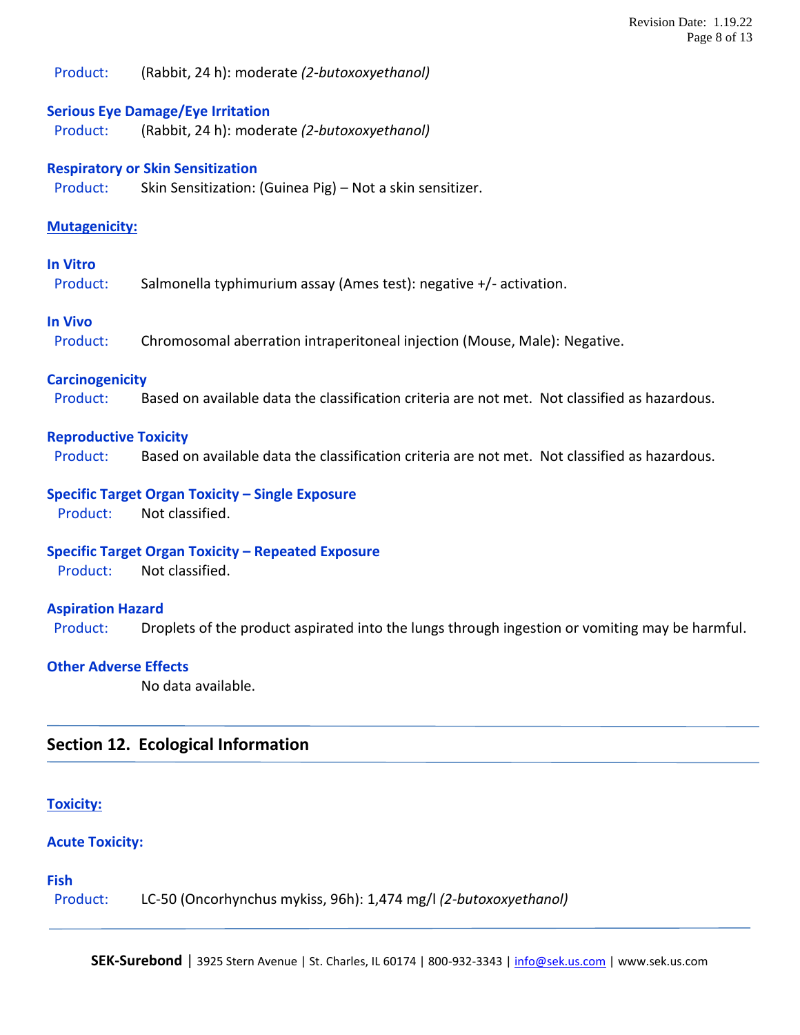Product: (Rabbit, 24 h): moderate *(2-butoxoxyethanol)*

**Serious Eye Damage/Eye Irritation**

Product: (Rabbit, 24 h): moderate *(2-butoxoxyethanol)*

**Respiratory or Skin Sensitization**

Product: Skin Sensitization: (Guinea Pig) – Not a skin sensitizer.

**Mutagenicity:**

**In Vitro**

Product: Salmonella typhimurium assay (Ames test): negative +/- activation.

**In Vivo**

Product: Chromosomal aberration intraperitoneal injection (Mouse, Male): Negative.

**Carcinogenicity**

Product: Based on available data the classification criteria are not met. Not classified as hazardous.

**Reproductive Toxicity**

Product: Based on available data the classification criteria are not met. Not classified as hazardous.

**Specific Target Organ Toxicity – Single Exposure**

Product: Not classified.

**Specific Target Organ Toxicity – Repeated Exposure**

Product: Not classified.

**Aspiration Hazard**

Product: Droplets of the product aspirated into the lungs through ingestion or vomiting may be harmful.

**Other Adverse Effects**

No data available.

## Section 12. Ecological Information

**Toxicity:**

**Acute Toxicity:**

**Fish**

Product: LC-50 (Oncorhynchus mykiss, 96h): 1,474 mg/l *(2-butoxoxyethanol)*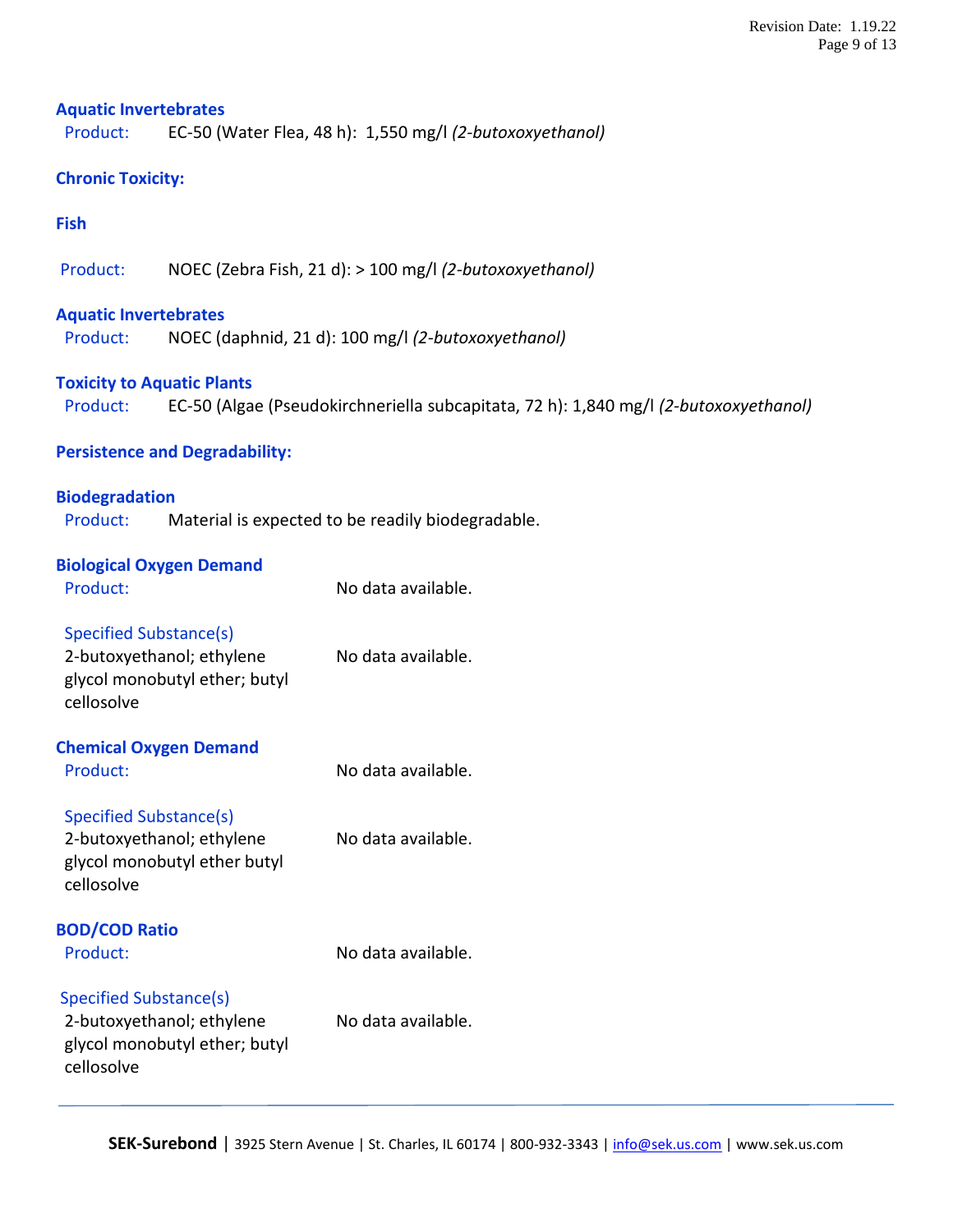### Aquatic Invertebrates

Product: EC-50 (Water Flea, 48 h): 1,550 mg/l *(2-butoxoxyethanol)*

### Chronic Toxicity:

### Fish

Product: NOEC (Zebra Fish, 21 d): > 100 mg/l *(2-butoxoxyethanol)*

### Aquatic Invertebrates

Product: NOEC (daphnid, 21 d): 100 mg/l *(2-butoxoxyethanol)*

### Toxicity to Aquatic Plants

Product: EC-50 (Algae (Pseudokirchneriella subcapitata, 72 h): 1,840 mg/l *(2-butoxoxyethanol)*

### Persistence and Degradability:

### Biodegradation

Product: Material is expected to be readily biodegradable.

### Biological Oxygen Demand

Product: No data available.

Specified Substance(s)

2-butoxyethanol; ethylene glycol monobutyl ether; butyl cellosolve — No data available.

### Chemical Oxygen Demand

Product: No data available.

Specified Substance(s)

2-butoxyethanol; ethylene glycol monobutyl ether butyl cellosolve — No data available.

### BOD/COD Ratio

Product: No data available.

Specified Substance(s)

2-butoxyethanol; ethylene glycol monobutyl ether; butyl cellosolve — No data available.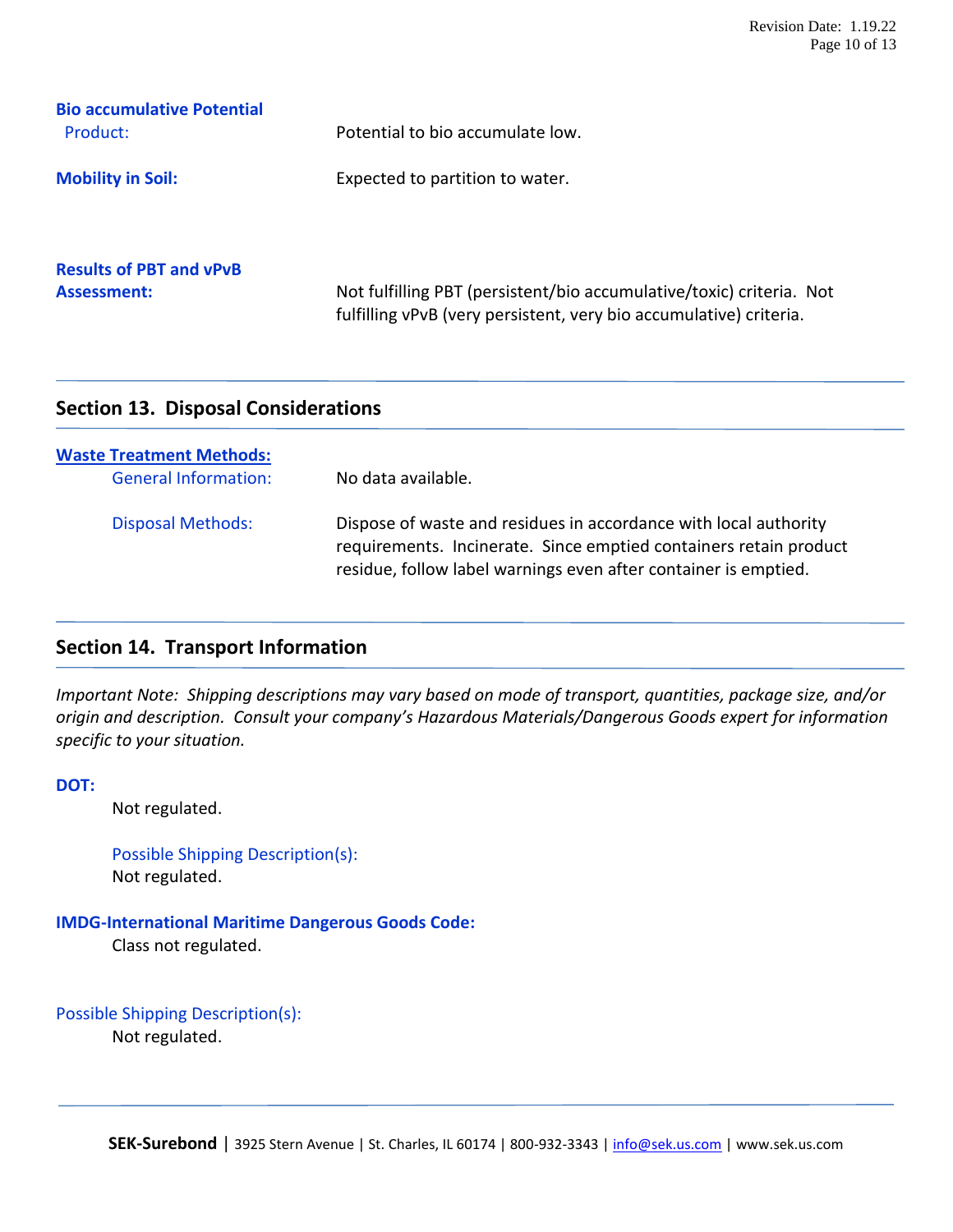**Bio accumulative Potential**

Product: Potential to bio accumulate low.

**Mobility in Soil:** Expected to partition to water.

**Results of PBT and vPvB Assessment:** Not fulfilling PBT (persistent/bio accumulative/toxic) criteria. Not fulfilling vPvB (very persistent, very bio accumulative) criteria.

## Section 13. Disposal Considerations

**Waste Treatment Methods:**

General Information: No data available.

Disposal Methods: Dispose of waste and residues in accordance with local authority requirements. Incinerate. Since emptied containers retain product residue, follow label warnings even after container is emptied.

## Section 14. Transport Information

*Important Note: Shipping descriptions may vary based on mode of transport, quantities, package size, and/or origin and description. Consult your company's Hazardous Materials/Dangerous Goods expert for information specific to your situation.*

**DOT:**

Not regulated.

Possible Shipping Description(s):
Not regulated.

**IMDG-International Maritime Dangerous Goods Code:**

Class not regulated.

Possible Shipping Description(s):
Not regulated.

**SEK-Surebond** | 3925 Stern Avenue | St. Charles, IL 60174 | 800-932-3343 | info@sek.us.com | www.sek.us.com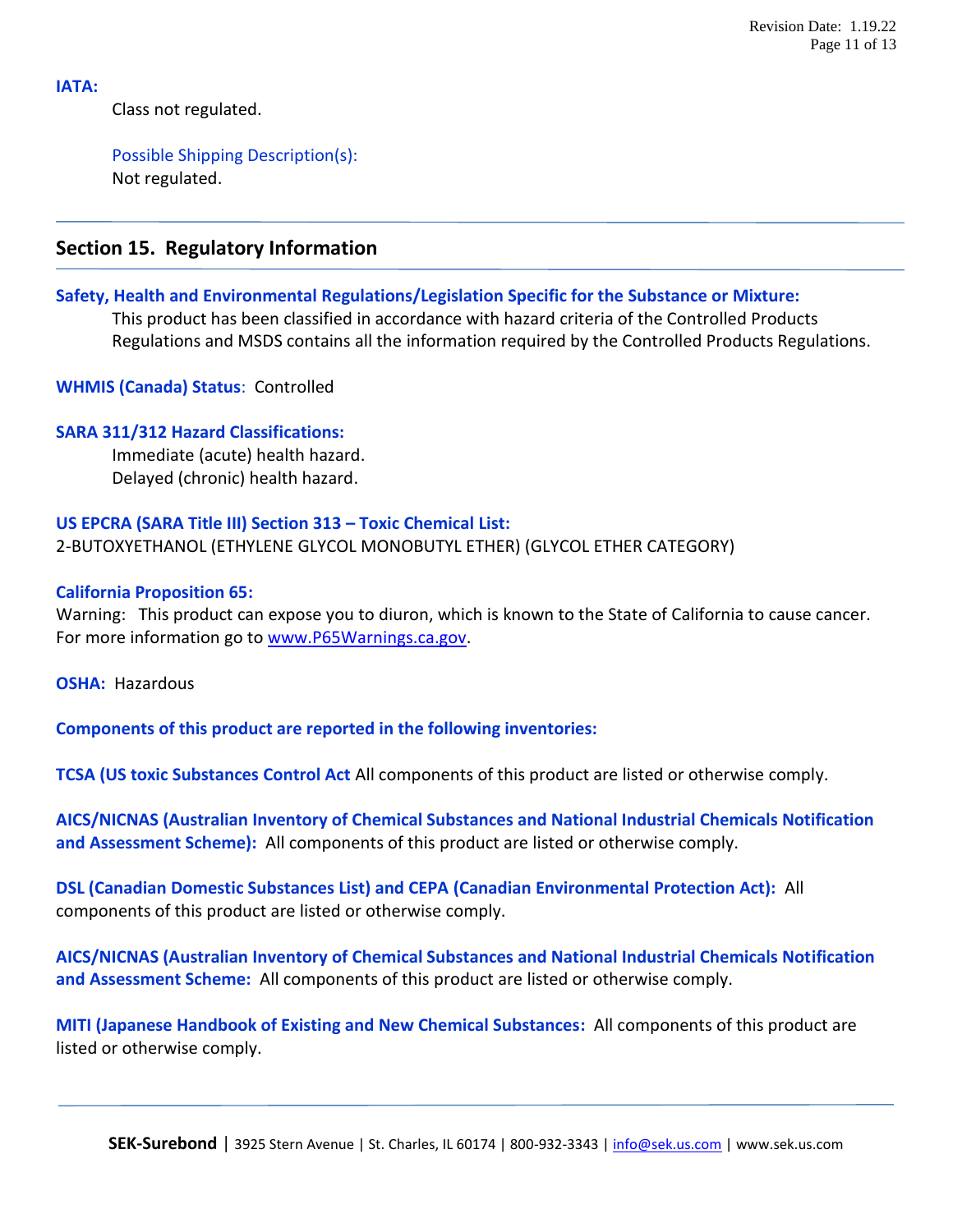**IATA:**

Class not regulated.

Possible Shipping Description(s):
Not regulated.

## Section 15. Regulatory Information

**Safety, Health and Environmental Regulations/Legislation Specific for the Substance or Mixture:**

This product has been classified in accordance with hazard criteria of the Controlled Products Regulations and MSDS contains all the information required by the Controlled Products Regulations.

**WHMIS (Canada) Status**: Controlled

**SARA 311/312 Hazard Classifications:**

Immediate (acute) health hazard.
Delayed (chronic) health hazard.

**US EPCRA (SARA Title III) Section 313 – Toxic Chemical List:**

2-BUTOXYETHANOL (ETHYLENE GLYCOL MONOBUTYL ETHER) (GLYCOL ETHER CATEGORY)

**California Proposition 65:**

Warning: This product can expose you to diuron, which is known to the State of California to cause cancer. For more information go to www.P65Warnings.ca.gov.

**OSHA:** Hazardous

**Components of this product are reported in the following inventories:**

**TCSA (US toxic Substances Control Act** All components of this product are listed or otherwise comply.

**AICS/NICNAS (Australian Inventory of Chemical Substances and National Industrial Chemicals Notification and Assessment Scheme):** All components of this product are listed or otherwise comply.

**DSL (Canadian Domestic Substances List) and CEPA (Canadian Environmental Protection Act):** All components of this product are listed or otherwise comply.

**AICS/NICNAS (Australian Inventory of Chemical Substances and National Industrial Chemicals Notification and Assessment Scheme:** All components of this product are listed or otherwise comply.

**MITI (Japanese Handbook of Existing and New Chemical Substances:** All components of this product are listed or otherwise comply.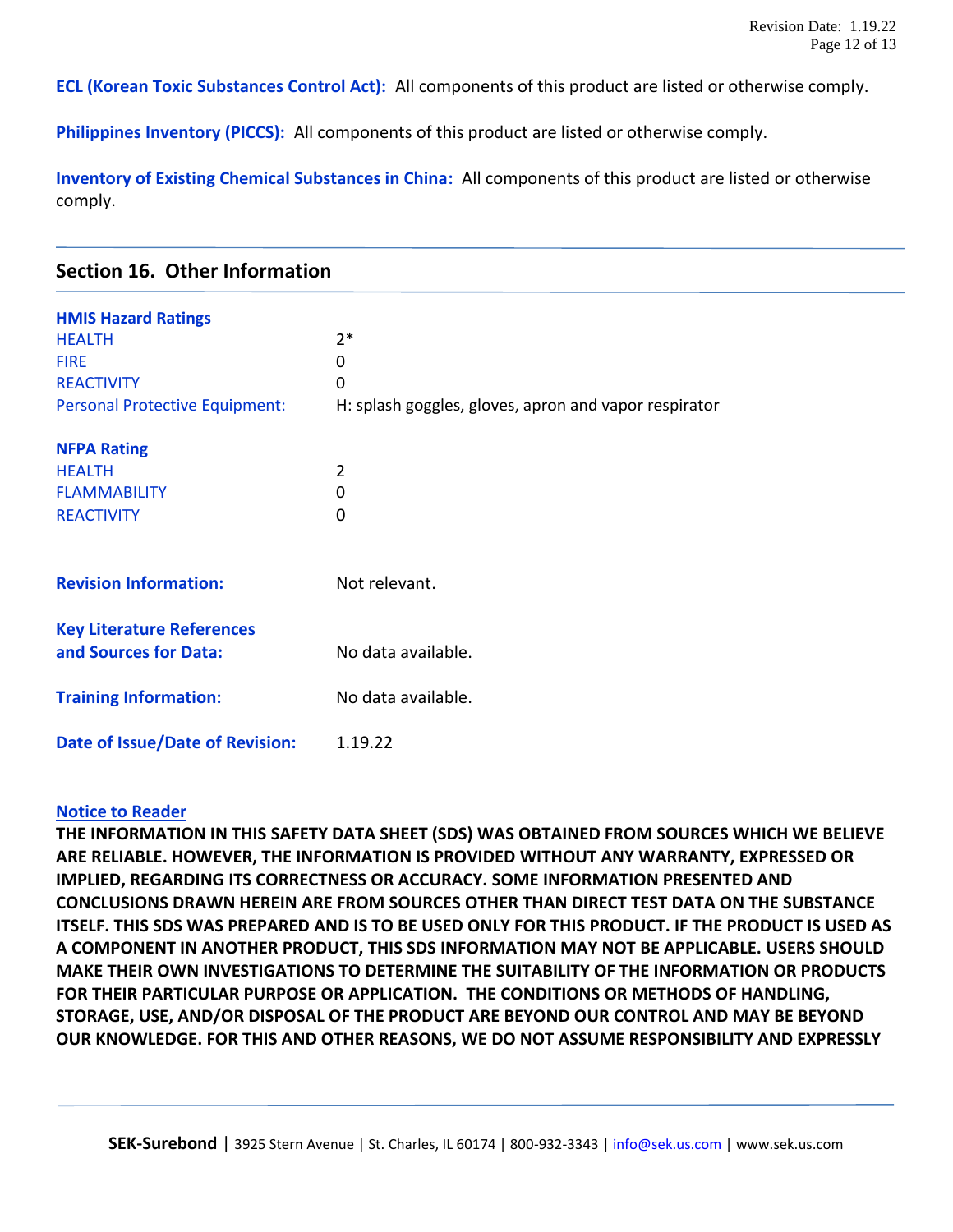**ECL (Korean Toxic Substances Control Act):** All components of this product are listed or otherwise comply.

**Philippines Inventory (PICCS):** All components of this product are listed or otherwise comply.

**Inventory of Existing Chemical Substances in China:** All components of this product are listed or otherwise comply.

## Section 16. Other Information

**HMIS Hazard Ratings**

| | |
|---|---|
| HEALTH | 2* |
| FIRE | 0 |
| REACTIVITY | 0 |
| Personal Protective Equipment: | H: splash goggles, gloves, apron and vapor respirator |

**NFPA Rating**

| | |
|---|---|
| HEALTH | 2 |
| FLAMMABILITY | 0 |
| REACTIVITY | 0 |

**Revision Information:** Not relevant.

**Key Literature References and Sources for Data:** No data available.

**Training Information:** No data available.

**Date of Issue/Date of Revision:** 1.19.22

**Notice to Reader**

**THE INFORMATION IN THIS SAFETY DATA SHEET (SDS) WAS OBTAINED FROM SOURCES WHICH WE BELIEVE ARE RELIABLE. HOWEVER, THE INFORMATION IS PROVIDED WITHOUT ANY WARRANTY, EXPRESSED OR IMPLIED, REGARDING ITS CORRECTNESS OR ACCURACY. SOME INFORMATION PRESENTED AND CONCLUSIONS DRAWN HEREIN ARE FROM SOURCES OTHER THAN DIRECT TEST DATA ON THE SUBSTANCE ITSELF. THIS SDS WAS PREPARED AND IS TO BE USED ONLY FOR THIS PRODUCT. IF THE PRODUCT IS USED AS A COMPONENT IN ANOTHER PRODUCT, THIS SDS INFORMATION MAY NOT BE APPLICABLE. USERS SHOULD MAKE THEIR OWN INVESTIGATIONS TO DETERMINE THE SUITABILITY OF THE INFORMATION OR PRODUCTS FOR THEIR PARTICULAR PURPOSE OR APPLICATION. THE CONDITIONS OR METHODS OF HANDLING, STORAGE, USE, AND/OR DISPOSAL OF THE PRODUCT ARE BEYOND OUR CONTROL AND MAY BE BEYOND OUR KNOWLEDGE. FOR THIS AND OTHER REASONS, WE DO NOT ASSUME RESPONSIBILITY AND EXPRESSLY**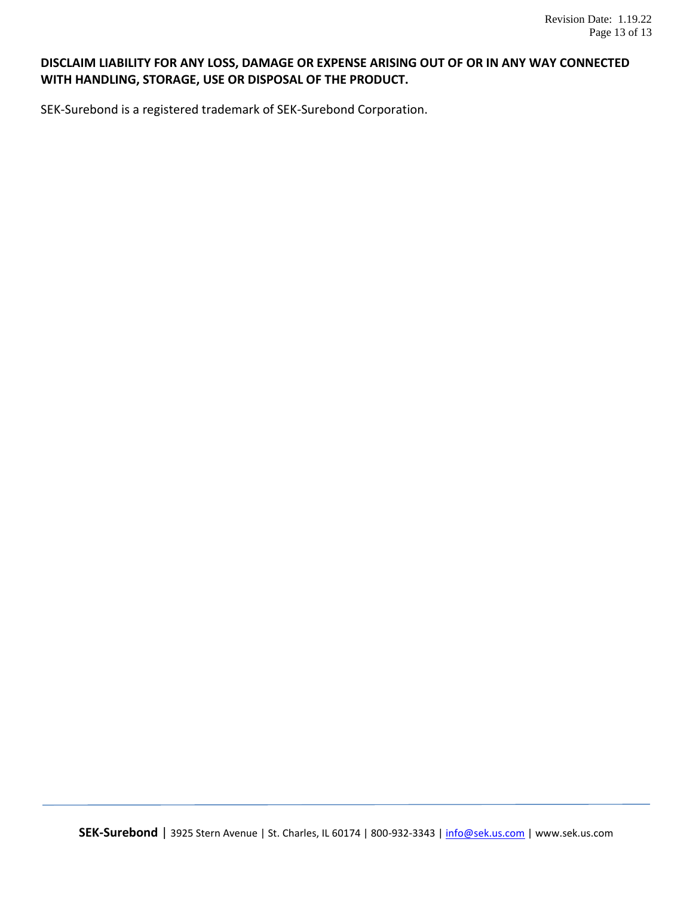**DISCLAIM LIABILITY FOR ANY LOSS, DAMAGE OR EXPENSE ARISING OUT OF OR IN ANY WAY CONNECTED WITH HANDLING, STORAGE, USE OR DISPOSAL OF THE PRODUCT.**

SEK-Surebond is a registered trademark of SEK-Surebond Corporation.